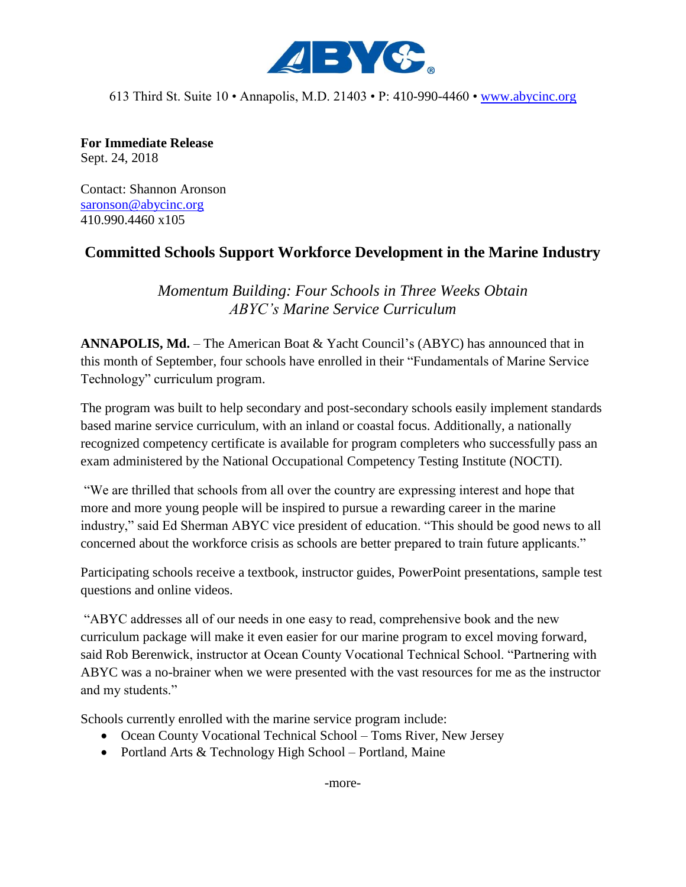ABYC

613 Third St. Suite 10 • Annapolis, M.D. 21403 • P: 410-990-4460 • www.abycinc.org

**For Immediate Release**
Sept. 24, 2018

Contact: Shannon Aronson
saronson@abycinc.org
410.990.4460 x105

## Committed Schools Support Workforce Development in the Marine Industry

*Momentum Building: Four Schools in Three Weeks Obtain ABYC's Marine Service Curriculum*

**ANNAPOLIS, Md.** – The American Boat & Yacht Council's (ABYC) has announced that in this month of September, four schools have enrolled in their "Fundamentals of Marine Service Technology" curriculum program.

The program was built to help secondary and post-secondary schools easily implement standards based marine service curriculum, with an inland or coastal focus. Additionally, a nationally recognized competency certificate is available for program completers who successfully pass an exam administered by the National Occupational Competency Testing Institute (NOCTI).

"We are thrilled that schools from all over the country are expressing interest and hope that more and more young people will be inspired to pursue a rewarding career in the marine industry," said Ed Sherman ABYC vice president of education. "This should be good news to all concerned about the workforce crisis as schools are better prepared to train future applicants."

Participating schools receive a textbook, instructor guides, PowerPoint presentations, sample test questions and online videos.

"ABYC addresses all of our needs in one easy to read, comprehensive book and the new curriculum package will make it even easier for our marine program to excel moving forward, said Rob Berenwick, instructor at Ocean County Vocational Technical School. "Partnering with ABYC was a no-brainer when we were presented with the vast resources for me as the instructor and my students."

Schools currently enrolled with the marine service program include:

- Ocean County Vocational Technical School – Toms River, New Jersey
- Portland Arts & Technology High School – Portland, Maine

-more-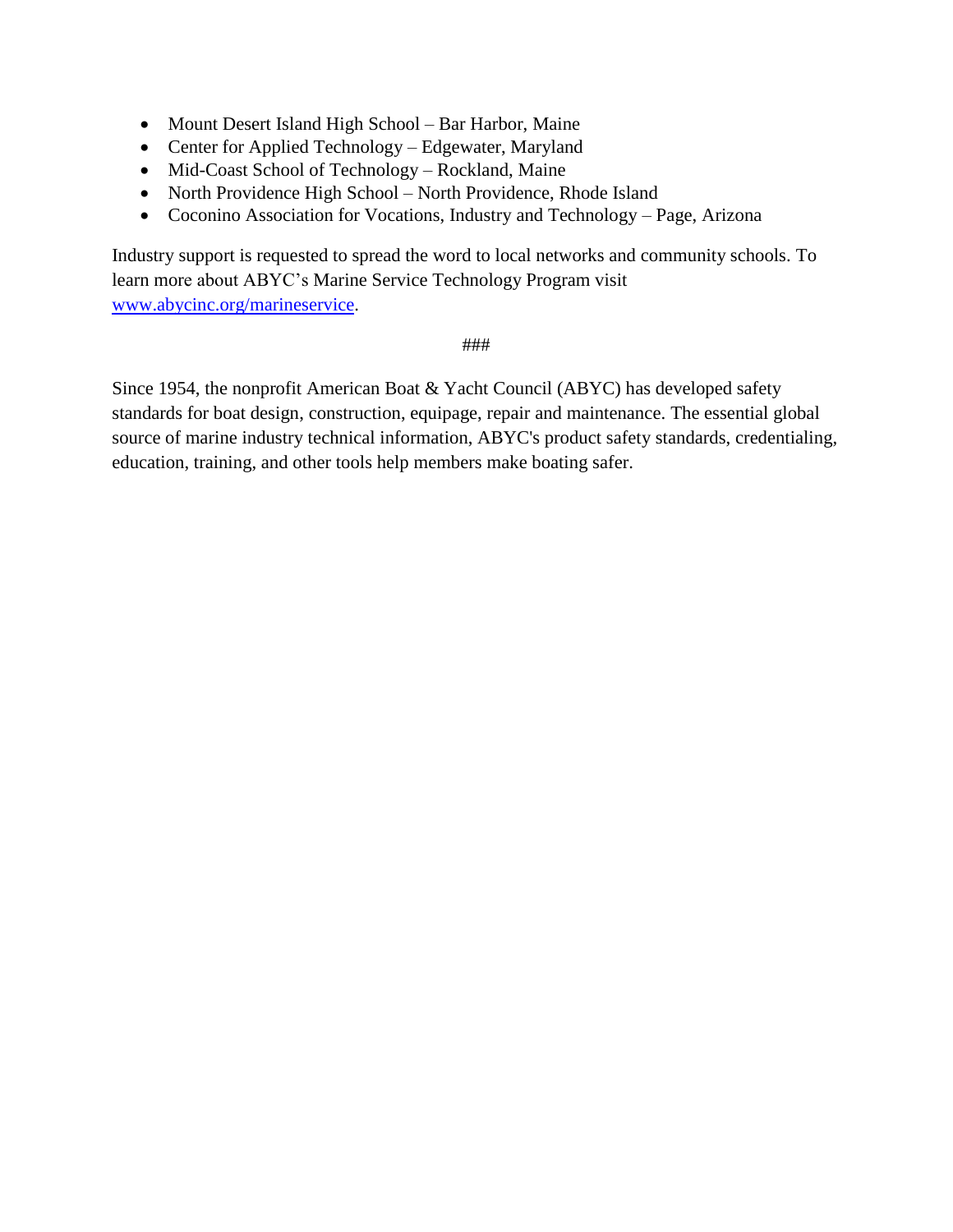- Mount Desert Island High School – Bar Harbor, Maine
- Center for Applied Technology – Edgewater, Maryland
- Mid-Coast School of Technology – Rockland, Maine
- North Providence High School – North Providence, Rhode Island
- Coconino Association for Vocations, Industry and Technology – Page, Arizona

Industry support is requested to spread the word to local networks and community schools. To learn more about ABYC's Marine Service Technology Program visit www.abycinc.org/marineservice.

###

Since 1954, the nonprofit American Boat & Yacht Council (ABYC) has developed safety standards for boat design, construction, equipage, repair and maintenance. The essential global source of marine industry technical information, ABYC's product safety standards, credentialing, education, training, and other tools help members make boating safer.